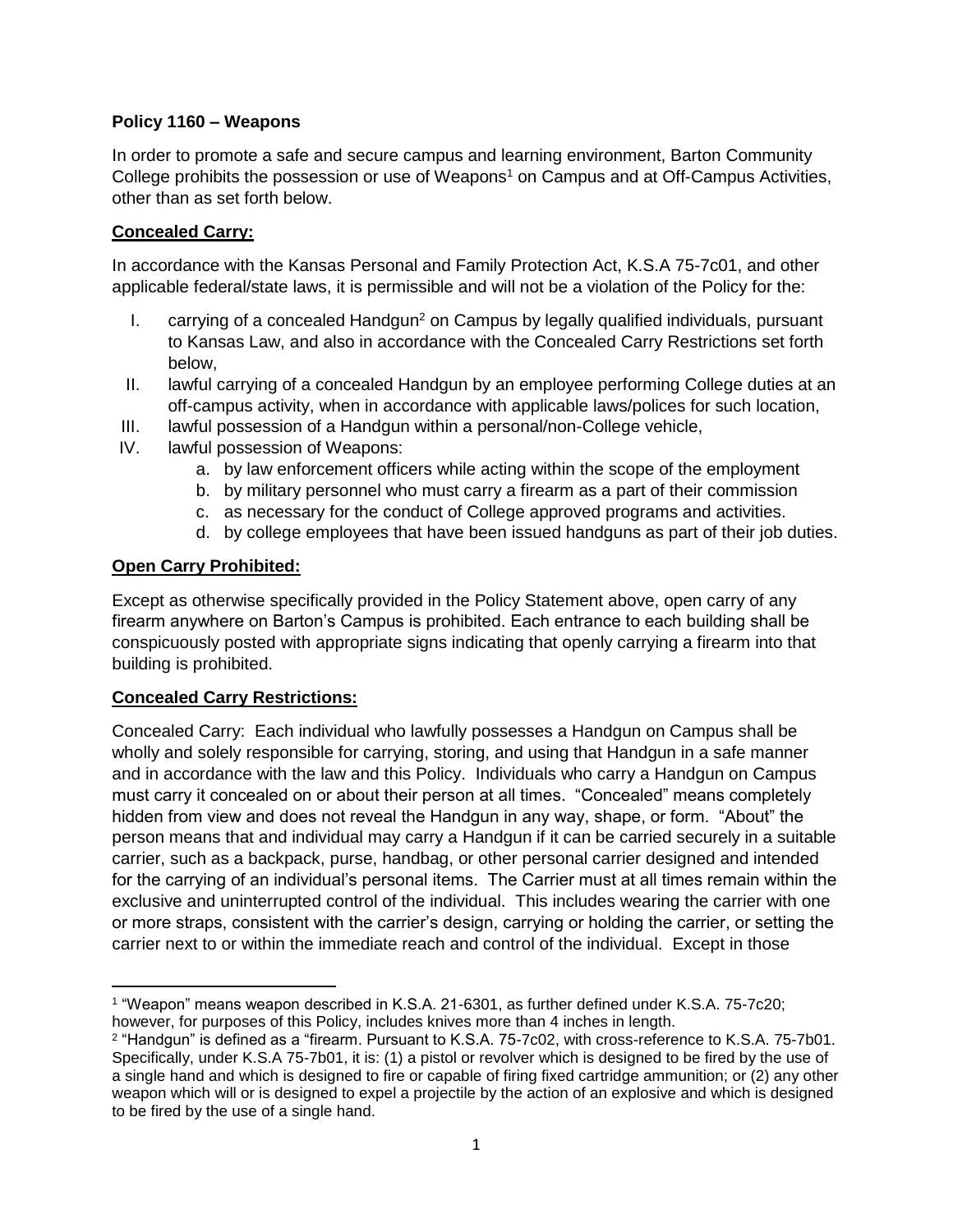**Policy 1160 – Weapons**

In order to promote a safe and secure campus and learning environment, Barton Community College prohibits the possession or use of Weapons[1] on Campus and at Off-Campus Activities, other than as set forth below.

**Concealed Carry:**

In accordance with the Kansas Personal and Family Protection Act, K.S.A 75-7c01, and other applicable federal/state laws, it is permissible and will not be a violation of the Policy for the:

I. carrying of a concealed Handgun[2] on Campus by legally qualified individuals, pursuant to Kansas Law, and also in accordance with the Concealed Carry Restrictions set forth below,
II. lawful carrying of a concealed Handgun by an employee performing College duties at an off-campus activity, when in accordance with applicable laws/polices for such location,
III. lawful possession of a Handgun within a personal/non-College vehicle,
IV. lawful possession of Weapons:
    a. by law enforcement officers while acting within the scope of the employment
    b. by military personnel who must carry a firearm as a part of their commission
    c. as necessary for the conduct of College approved programs and activities.
    d. by college employees that have been issued handguns as part of their job duties.

**Open Carry Prohibited:**

Except as otherwise specifically provided in the Policy Statement above, open carry of any firearm anywhere on Barton's Campus is prohibited. Each entrance to each building shall be conspicuously posted with appropriate signs indicating that openly carrying a firearm into that building is prohibited.

**Concealed Carry Restrictions:**

Concealed Carry: Each individual who lawfully possesses a Handgun on Campus shall be wholly and solely responsible for carrying, storing, and using that Handgun in a safe manner and in accordance with the law and this Policy. Individuals who carry a Handgun on Campus must carry it concealed on or about their person at all times. "Concealed" means completely hidden from view and does not reveal the Handgun in any way, shape, or form. "About" the person means that and individual may carry a Handgun if it can be carried securely in a suitable carrier, such as a backpack, purse, handbag, or other personal carrier designed and intended for the carrying of an individual's personal items. The Carrier must at all times remain within the exclusive and uninterrupted control of the individual. This includes wearing the carrier with one or more straps, consistent with the carrier's design, carrying or holding the carrier, or setting the carrier next to or within the immediate reach and control of the individual. Except in those

---

[1] "Weapon" means weapon described in K.S.A. 21-6301, as further defined under K.S.A. 75-7c20; however, for purposes of this Policy, includes knives more than 4 inches in length.

[2] "Handgun" is defined as a "firearm. Pursuant to K.S.A. 75-7c02, with cross-reference to K.S.A. 75-7b01. Specifically, under K.S.A 75-7b01, it is: (1) a pistol or revolver which is designed to be fired by the use of a single hand and which is designed to fire or capable of firing fixed cartridge ammunition; or (2) any other weapon which will or is designed to expel a projectile by the action of an explosive and which is designed to be fired by the use of a single hand.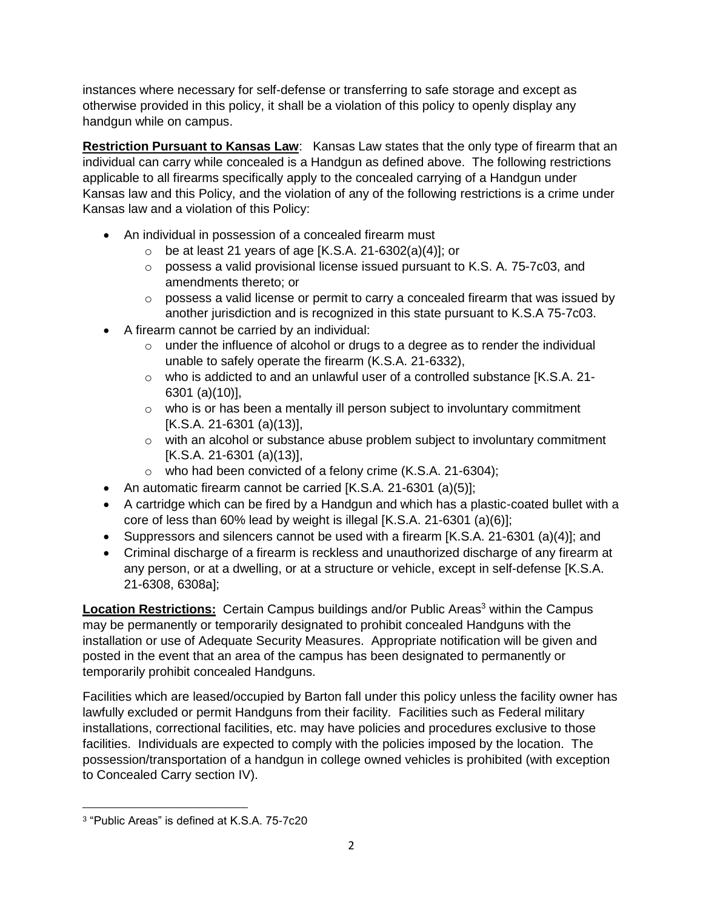instances where necessary for self-defense or transferring to safe storage and except as otherwise provided in this policy, it shall be a violation of this policy to openly display any handgun while on campus.

**Restriction Pursuant to Kansas Law**: Kansas Law states that the only type of firearm that an individual can carry while concealed is a Handgun as defined above. The following restrictions applicable to all firearms specifically apply to the concealed carrying of a Handgun under Kansas law and this Policy, and the violation of any of the following restrictions is a crime under Kansas law and a violation of this Policy:

- An individual in possession of a concealed firearm must
  - be at least 21 years of age [K.S.A. 21-6302(a)(4)]; or
  - possess a valid provisional license issued pursuant to K.S. A. 75-7c03, and amendments thereto; or
  - possess a valid license or permit to carry a concealed firearm that was issued by another jurisdiction and is recognized in this state pursuant to K.S.A 75-7c03.
- A firearm cannot be carried by an individual:
  - under the influence of alcohol or drugs to a degree as to render the individual unable to safely operate the firearm (K.S.A. 21-6332),
  - who is addicted to and an unlawful user of a controlled substance [K.S.A. 21-6301 (a)(10)],
  - who is or has been a mentally ill person subject to involuntary commitment [K.S.A. 21-6301 (a)(13)],
  - with an alcohol or substance abuse problem subject to involuntary commitment [K.S.A. 21-6301 (a)(13)],
  - who had been convicted of a felony crime (K.S.A. 21-6304);
- An automatic firearm cannot be carried [K.S.A. 21-6301 (a)(5)];
- A cartridge which can be fired by a Handgun and which has a plastic-coated bullet with a core of less than 60% lead by weight is illegal [K.S.A. 21-6301 (a)(6)];
- Suppressors and silencers cannot be used with a firearm [K.S.A. 21-6301 (a)(4)]; and
- Criminal discharge of a firearm is reckless and unauthorized discharge of any firearm at any person, or at a dwelling, or at a structure or vehicle, except in self-defense [K.S.A. 21-6308, 6308a];

**Location Restrictions:** Certain Campus buildings and/or Public Areas[3] within the Campus may be permanently or temporarily designated to prohibit concealed Handguns with the installation or use of Adequate Security Measures. Appropriate notification will be given and posted in the event that an area of the campus has been designated to permanently or temporarily prohibit concealed Handguns.

Facilities which are leased/occupied by Barton fall under this policy unless the facility owner has lawfully excluded or permit Handguns from their facility. Facilities such as Federal military installations, correctional facilities, etc. may have policies and procedures exclusive to those facilities. Individuals are expected to comply with the policies imposed by the location. The possession/transportation of a handgun in college owned vehicles is prohibited (with exception to Concealed Carry section IV).

[3] "Public Areas" is defined at K.S.A. 75-7c20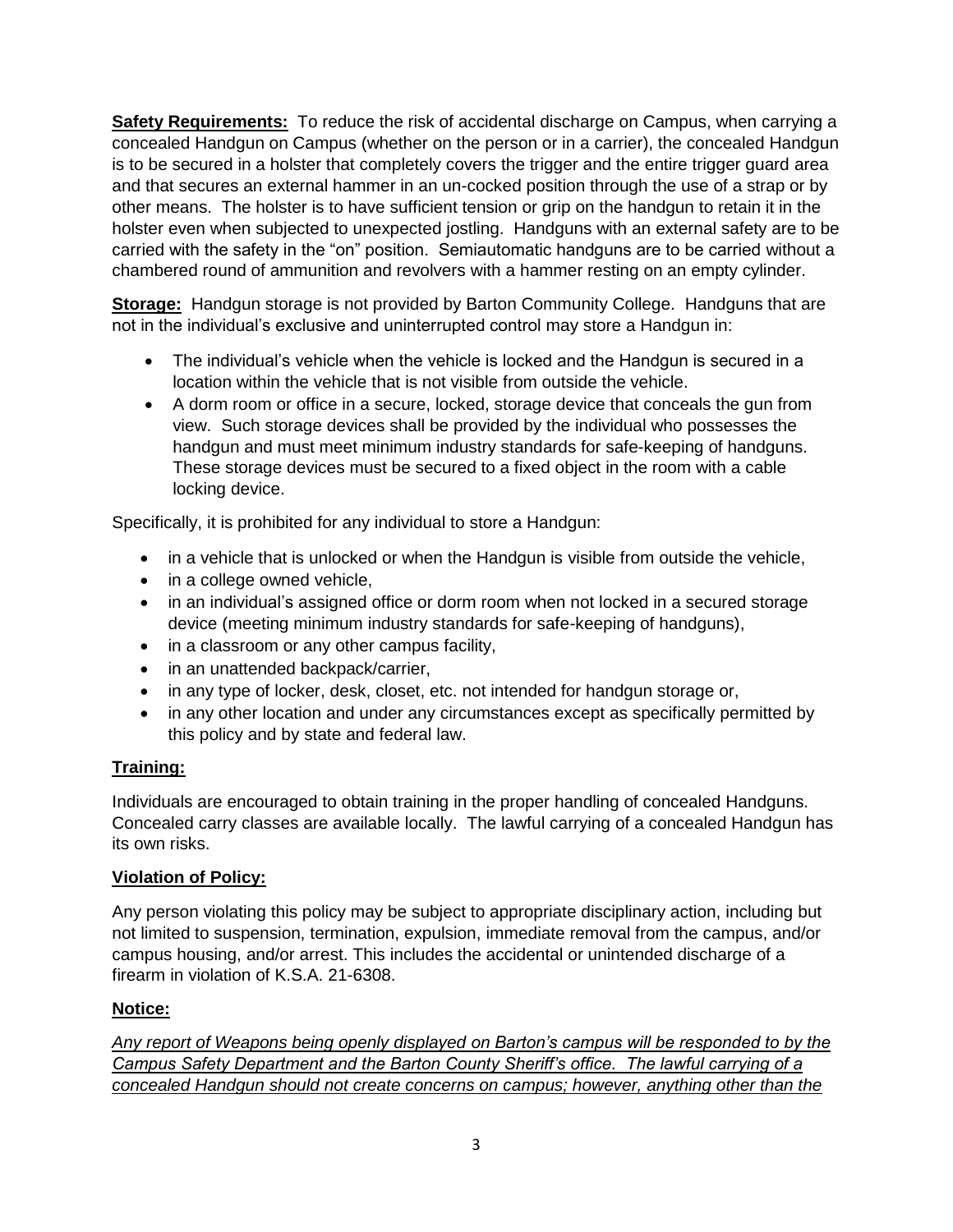**Safety Requirements:** To reduce the risk of accidental discharge on Campus, when carrying a concealed Handgun on Campus (whether on the person or in a carrier), the concealed Handgun is to be secured in a holster that completely covers the trigger and the entire trigger guard area and that secures an external hammer in an un-cocked position through the use of a strap or by other means. The holster is to have sufficient tension or grip on the handgun to retain it in the holster even when subjected to unexpected jostling. Handguns with an external safety are to be carried with the safety in the "on" position. Semiautomatic handguns are to be carried without a chambered round of ammunition and revolvers with a hammer resting on an empty cylinder.

**Storage:** Handgun storage is not provided by Barton Community College. Handguns that are not in the individual's exclusive and uninterrupted control may store a Handgun in:

- The individual's vehicle when the vehicle is locked and the Handgun is secured in a location within the vehicle that is not visible from outside the vehicle.
- A dorm room or office in a secure, locked, storage device that conceals the gun from view. Such storage devices shall be provided by the individual who possesses the handgun and must meet minimum industry standards for safe-keeping of handguns. These storage devices must be secured to a fixed object in the room with a cable locking device.

Specifically, it is prohibited for any individual to store a Handgun:

- in a vehicle that is unlocked or when the Handgun is visible from outside the vehicle,
- in a college owned vehicle,
- in an individual's assigned office or dorm room when not locked in a secured storage device (meeting minimum industry standards for safe-keeping of handguns),
- in a classroom or any other campus facility,
- in an unattended backpack/carrier,
- in any type of locker, desk, closet, etc. not intended for handgun storage or,
- in any other location and under any circumstances except as specifically permitted by this policy and by state and federal law.

## Training:

Individuals are encouraged to obtain training in the proper handling of concealed Handguns. Concealed carry classes are available locally. The lawful carrying of a concealed Handgun has its own risks.

## Violation of Policy:

Any person violating this policy may be subject to appropriate disciplinary action, including but not limited to suspension, termination, expulsion, immediate removal from the campus, and/or campus housing, and/or arrest. This includes the accidental or unintended discharge of a firearm in violation of K.S.A. 21-6308.

## Notice:

*Any report of Weapons being openly displayed on Barton's campus will be responded to by the Campus Safety Department and the Barton County Sheriff's office. The lawful carrying of a concealed Handgun should not create concerns on campus; however, anything other than the*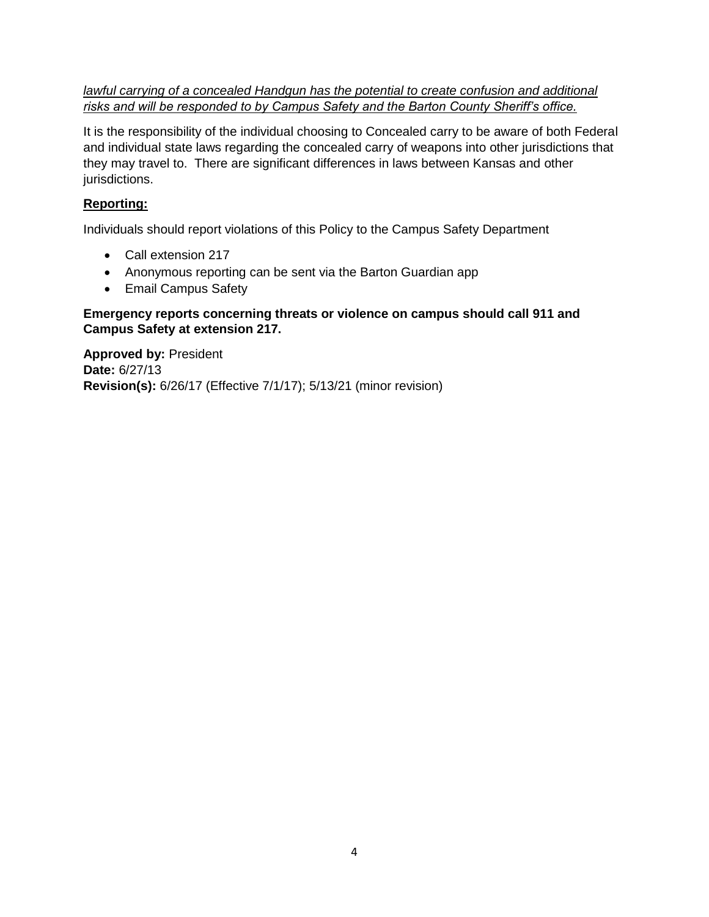*lawful carrying of a concealed Handgun has the potential to create confusion and additional risks and will be responded to by Campus Safety and the Barton County Sheriff's office.*

It is the responsibility of the individual choosing to Concealed carry to be aware of both Federal and individual state laws regarding the concealed carry of weapons into other jurisdictions that they may travel to. There are significant differences in laws between Kansas and other jurisdictions.

**Reporting:**

Individuals should report violations of this Policy to the Campus Safety Department

- Call extension 217
- Anonymous reporting can be sent via the Barton Guardian app
- Email Campus Safety

**Emergency reports concerning threats or violence on campus should call 911 and Campus Safety at extension 217.**

**Approved by:** President
**Date:** 6/27/13
**Revision(s):** 6/26/17 (Effective 7/1/17); 5/13/21 (minor revision)